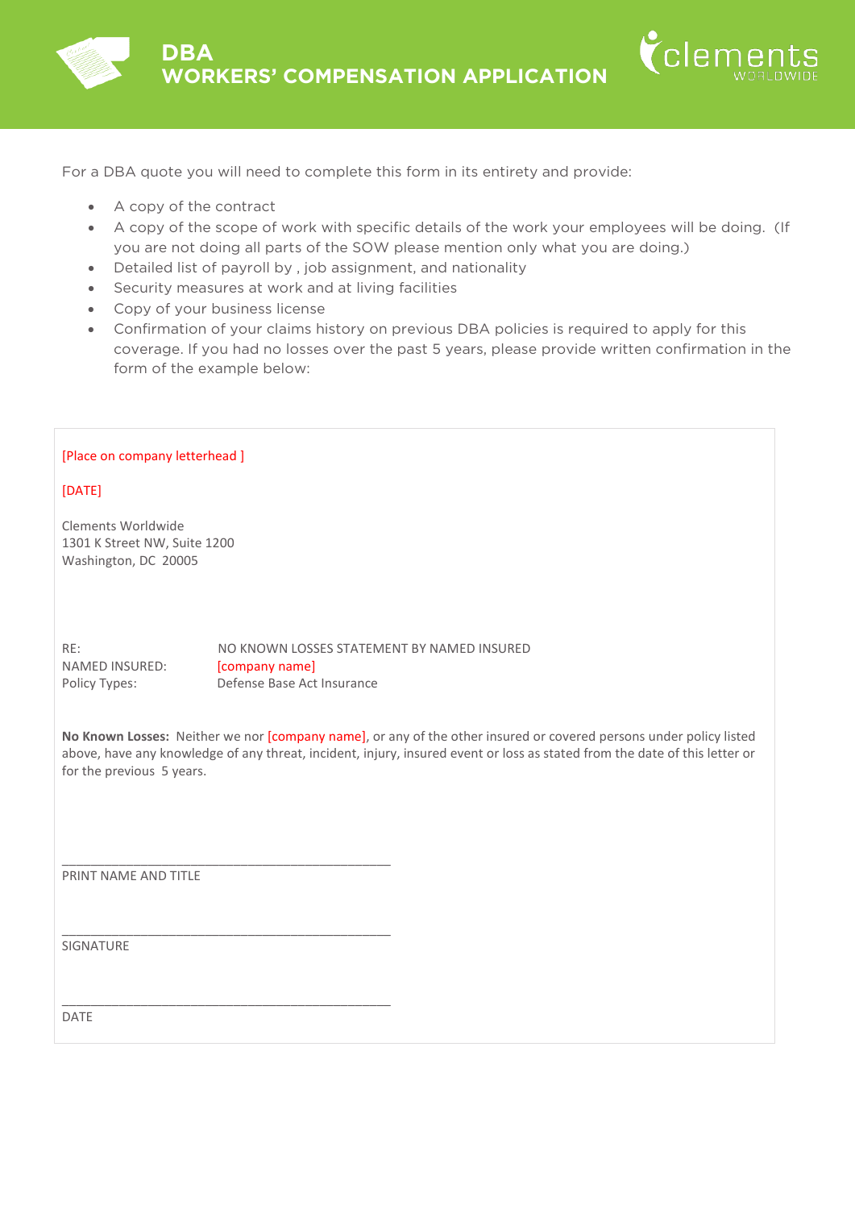# DBA WORKERS' COMPENSATION APPLICATION

For a DBA quote you will need to complete this form in its entirety and provide:

- A copy of the contract
- A copy of the scope of work with specific details of the work your employees will be doing. (If you are not doing all parts of the SOW please mention only what you are doing.)
- Detailed list of payroll by , job assignment, and nationality
- Security measures at work and at living facilities
- Copy of your business license
- Confirmation of your claims history on previous DBA policies is required to apply for this coverage. If you had no losses over the past 5 years, please provide written confirmation in the form of the example below:

---

[Place on company letterhead ]

[DATE]

Clements Worldwide
1301 K Street NW, Suite 1200
Washington, DC 20005

RE: NO KNOWN LOSSES STATEMENT BY NAMED INSURED
NAMED INSURED: [company name]
Policy Types: Defense Base Act Insurance

**No Known Losses:** Neither we nor [company name], or any of the other insured or covered persons under policy listed above, have any knowledge of any threat, incident, injury, insured event or loss as stated from the date of this letter or for the previous 5 years.

______________________________________________
PRINT NAME AND TITLE

______________________________________________
SIGNATURE

______________________________________________
DATE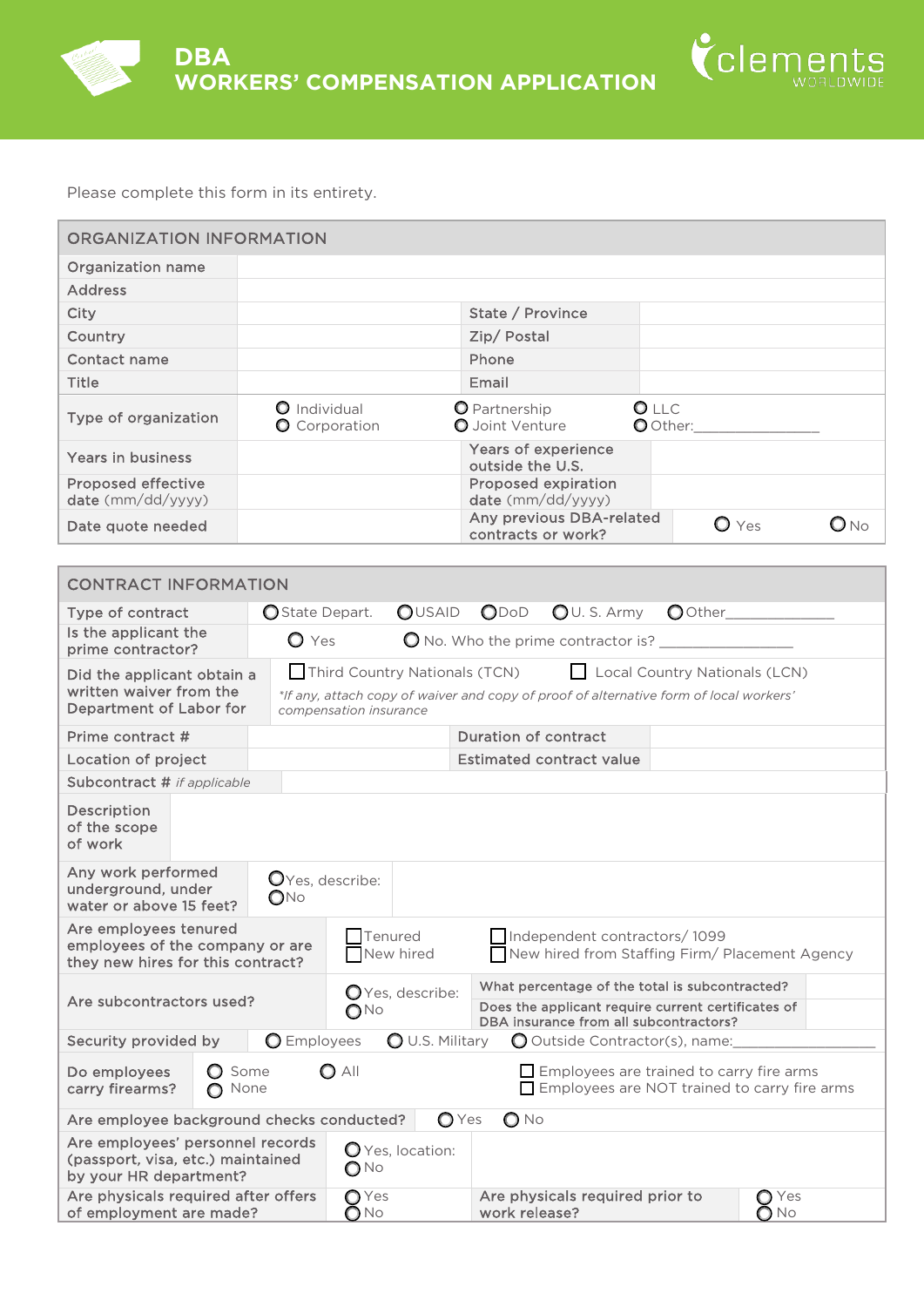# DBA WORKERS' COMPENSATION APPLICATION

Please complete this form in its entirety.

## ORGANIZATION INFORMATION

| | | | |
|---|---|---|---|
| Organization name | | | |
| Address | | | |
| City | | State / Province | |
| Country | | Zip/ Postal | |
| Contact name | | Phone | |
| Title | | Email | |
| Type of organization | ○ Individual ○ Corporation ○ Partnership ○ Joint Venture ○ LLC ○ Other:_______________ | | |
| Years in business | | Years of experience outside the U.S. | |
| Proposed effective date (mm/dd/yyyy) | | Proposed expiration date (mm/dd/yyyy) | |
| Date quote needed | | Any previous DBA-related contracts or work? | ○ Yes ○ No |

## CONTRACT INFORMATION

| | | | |
|---|---|---|---|
| Type of contract | ○ State Depart. ○ USAID ○ DoD ○ U. S. Army ○ Other_____________ | | |
| Is the applicant the prime contractor? | ○ Yes ○ No. Who the prime contractor is? _______________ | | |
| Did the applicant obtain a written waiver from the Department of Labor for | ☐ Third Country Nationals (TCN) ☐ Local Country Nationals (LCN) *\*If any, attach copy of waiver and copy of proof of alternative form of local workers' compensation insurance* | | |
| Prime contract # | | Duration of contract | |
| Location of project | | Estimated contract value | |
| Subcontract # *if applicable* | | | |
| Description of the scope of work | | | |
| Any work performed underground, under water or above 15 feet? | ○ Yes, describe: ○ No | | |
| Are employees tenured employees of the company or are they new hires for this contract? | ☐ Tenured ☐ New hired ☐ Independent contractors/ 1099 ☐ New hired from Staffing Firm/ Placement Agency | | |
| Are subcontractors used? | ○ Yes, describe: ○ No | What percentage of the total is subcontracted? | |
| | | Does the applicant require current certificates of DBA insurance from all subcontractors? | |
| Security provided by | ○ Employees ○ U.S. Military ○ Outside Contractor(s), name:_______________ | | |
| Do employees carry firearms? | ○ Some ○ None ○ All | ☐ Employees are trained to carry fire arms ☐ Employees are NOT trained to carry fire arms | |
| Are employee background checks conducted? | ○ Yes ○ No | | |
| Are employees' personnel records (passport, visa, etc.) maintained by your HR department? | ○ Yes, location: ○ No | | |
| Are physicals required after offers of employment are made? | ○ Yes ○ No | Are physicals required prior to work release? | ○ Yes ○ No |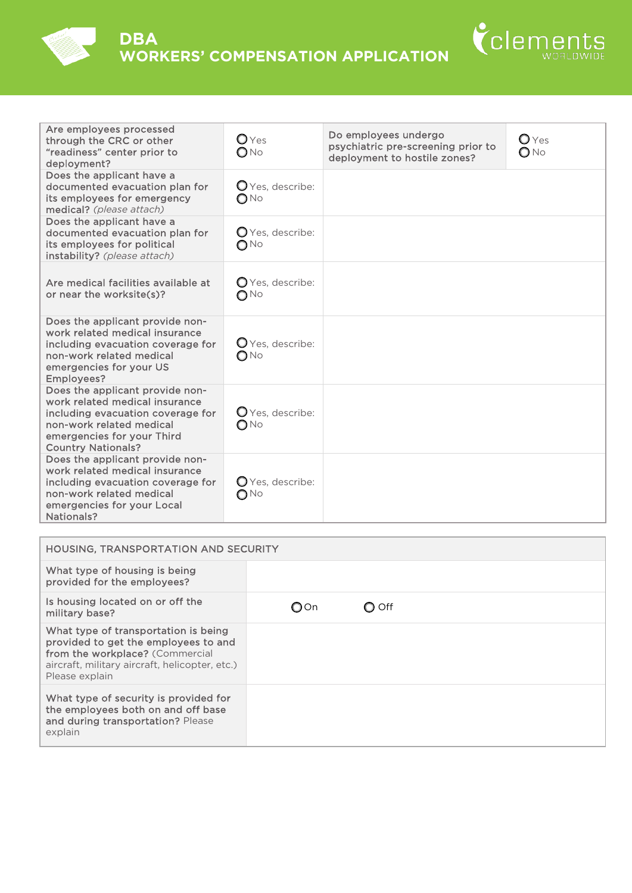# DBA WORKERS' COMPENSATION APPLICATION

| | | | |
|---|---|---|---|
| Are employees processed through the CRC or other "readiness" center prior to deployment? | ○ Yes<br>○ No | Do employees undergo psychiatric pre-screening prior to deployment to hostile zones? | ○ Yes<br>○ No |
| Does the applicant have a documented evacuation plan for its employees for emergency medical? *(please attach)* | ○ Yes, describe:<br>○ No | | |
| Does the applicant have a documented evacuation plan for its employees for political instability? *(please attach)* | ○ Yes, describe:<br>○ No | | |
| Are medical facilities available at or near the worksite(s)? | ○ Yes, describe:<br>○ No | | |
| Does the applicant provide non-work related medical insurance including evacuation coverage for non-work related medical emergencies for your US Employees? | ○ Yes, describe:<br>○ No | | |
| Does the applicant provide non-work related medical insurance including evacuation coverage for non-work related medical emergencies for your Third Country Nationals? | ○ Yes, describe:<br>○ No | | |
| Does the applicant provide non-work related medical insurance including evacuation coverage for non-work related medical emergencies for your Local Nationals? | ○ Yes, describe:<br>○ No | | |

| HOUSING, TRANSPORTATION AND SECURITY | |
|---|---|
| What type of housing is being provided for the employees? | |
| Is housing located on or off the military base? | ○ On ○ Off |
| What type of transportation is being provided to get the employees to and from the workplace? (Commercial aircraft, military aircraft, helicopter, etc.) Please explain | |
| What type of security is provided for the employees both on and off base and during transportation? Please explain | |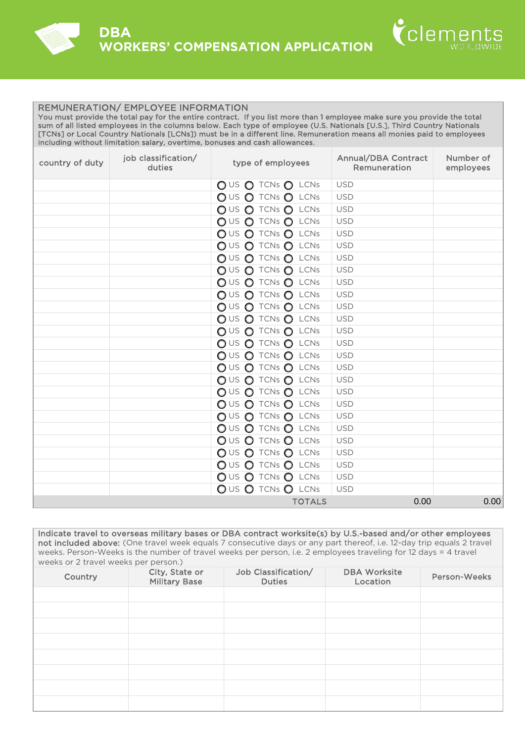# DBA WORKERS' COMPENSATION APPLICATION

## REMUNERATION/ EMPLOYEE INFORMATION

You must provide the total pay for the entire contract. If you list more than 1 employee make sure you provide the total sum of all listed employees in the columns below. Each type of employee (U.S. Nationals [U.S.], Third Country Nationals [TCNs] or Local Country Nationals [LCNs]) must be in a different line. Remuneration means all monies paid to employees including without limitation salary, overtime, bonuses and cash allowances.

| country of duty | job classification/ duties | type of employees | Annual/DBA Contract Remuneration | Number of employees |
|---|---|---|---|---|
| | | ○ US ○ TCNs ○ LCNs | USD | |
| | | ○ US ○ TCNs ○ LCNs | USD | |
| | | ○ US ○ TCNs ○ LCNs | USD | |
| | | ○ US ○ TCNs ○ LCNs | USD | |
| | | ○ US ○ TCNs ○ LCNs | USD | |
| | | ○ US ○ TCNs ○ LCNs | USD | |
| | | ○ US ○ TCNs ○ LCNs | USD | |
| | | ○ US ○ TCNs ○ LCNs | USD | |
| | | ○ US ○ TCNs ○ LCNs | USD | |
| | | ○ US ○ TCNs ○ LCNs | USD | |
| | | ○ US ○ TCNs ○ LCNs | USD | |
| | | ○ US ○ TCNs ○ LCNs | USD | |
| | | ○ US ○ TCNs ○ LCNs | USD | |
| | | ○ US ○ TCNs ○ LCNs | USD | |
| | | ○ US ○ TCNs ○ LCNs | USD | |
| | | ○ US ○ TCNs ○ LCNs | USD | |
| | | ○ US ○ TCNs ○ LCNs | USD | |
| | | ○ US ○ TCNs ○ LCNs | USD | |
| | | ○ US ○ TCNs ○ LCNs | USD | |
| | | ○ US ○ TCNs ○ LCNs | USD | |
| | | ○ US ○ TCNs ○ LCNs | USD | |
| | | ○ US ○ TCNs ○ LCNs | USD | |
| | | ○ US ○ TCNs ○ LCNs | USD | |
| | | ○ US ○ TCNs ○ LCNs | USD | |
| | | ○ US ○ TCNs ○ LCNs | USD | |
| | | ○ US ○ TCNs ○ LCNs | USD | |
| | | TOTALS | 0.00 | 0.00 |

**Indicate travel to overseas military bases or DBA contract worksite(s) by U.S.-based and/or other employees not included above:** (One travel week equals 7 consecutive days or any part thereof, i.e. 12-day trip equals 2 travel weeks. Person-Weeks is the number of travel weeks per person, i.e. 2 employees traveling for 12 days = 4 travel weeks or 2 travel weeks per person.)

| Country | City, State or Military Base | Job Classification/ Duties | DBA Worksite Location | Person-Weeks |
|---|---|---|---|---|
| | | | | |
| | | | | |
| | | | | |
| | | | | |
| | | | | |
| | | | | |
| | | | | |
| | | | | |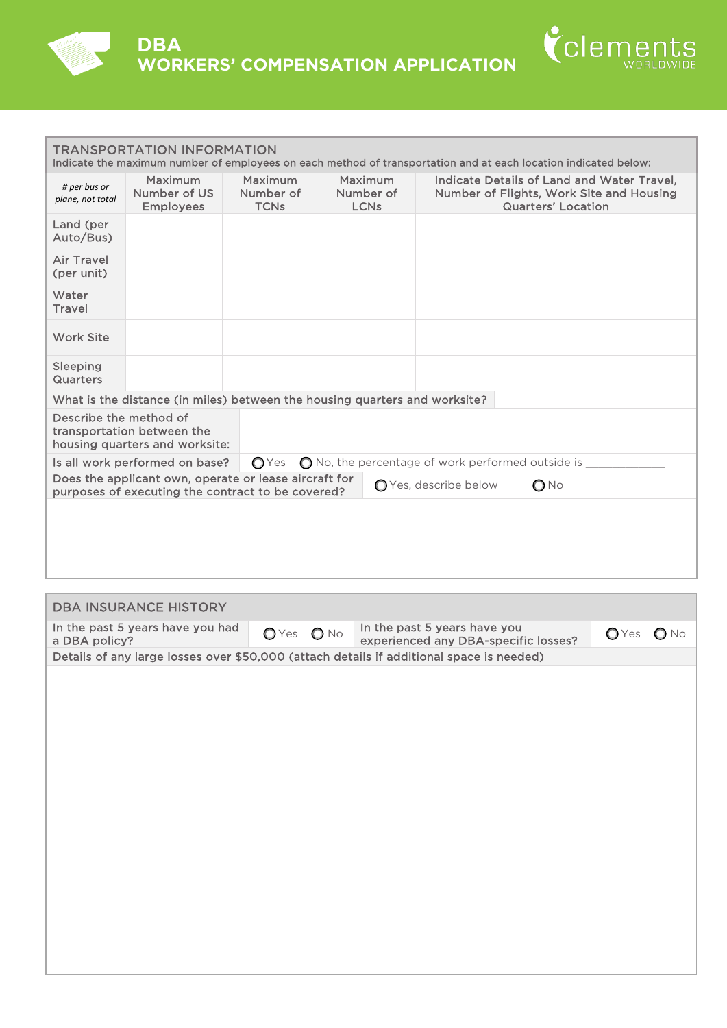# DBA WORKERS' COMPENSATION APPLICATION

## TRANSPORTATION INFORMATION

Indicate the maximum number of employees on each method of transportation and at each location indicated below:

| *# per bus or plane, not total* | Maximum Number of US Employees | Maximum Number of TCNs | Maximum Number of LCNs | Indicate Details of Land and Water Travel, Number of Flights, Work Site and Housing Quarters' Location |
|---|---|---|---|---|
| Land (per Auto/Bus) | | | | |
| Air Travel (per unit) | | | | |
| Water Travel | | | | |
| Work Site | | | | |
| Sleeping Quarters | | | | |

What is the distance (in miles) between the housing quarters and worksite?

Describe the method of transportation between the housing quarters and worksite:

Is all work performed on base? ○ Yes ○ No, the percentage of work performed outside is ____________

Does the applicant own, operate or lease aircraft for purposes of executing the contract to be covered? ○ Yes, describe below ○ No

## DBA INSURANCE HISTORY

| In the past 5 years have you had a DBA policy? | ○ Yes ○ No | In the past 5 years have you experienced any DBA-specific losses? | ○ Yes ○ No |
|---|---|---|---|

Details of any large losses over $50,000 (attach details if additional space is needed)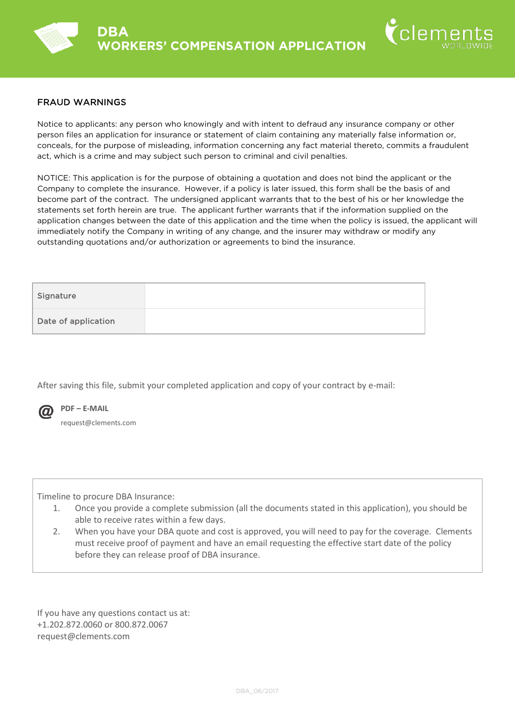# DBA WORKERS' COMPENSATION APPLICATION

## FRAUD WARNINGS

Notice to applicants: any person who knowingly and with intent to defraud any insurance company or other person files an application for insurance or statement of claim containing any materially false information or, conceals, for the purpose of misleading, information concerning any fact material thereto, commits a fraudulent act, which is a crime and may subject such person to criminal and civil penalties.

NOTICE: This application is for the purpose of obtaining a quotation and does not bind the applicant or the Company to complete the insurance. However, if a policy is later issued, this form shall be the basis of and become part of the contract. The undersigned applicant warrants that to the best of his or her knowledge the statements set forth herein are true. The applicant further warrants that if the information supplied on the application changes between the date of this application and the time when the policy is issued, the applicant will immediately notify the Company in writing of any change, and the insurer may withdraw or modify any outstanding quotations and/or authorization or agreements to bind the insurance.

| | |
|---|---|
| Signature | |
| Date of application | |

After saving this file, submit your completed application and copy of your contract by e-mail:

**PDF – E-MAIL**
request@clements.com

Timeline to procure DBA Insurance:

1. Once you provide a complete submission (all the documents stated in this application), you should be able to receive rates within a few days.
2. When you have your DBA quote and cost is approved, you will need to pay for the coverage. Clements must receive proof of payment and have an email requesting the effective start date of the policy before they can release proof of DBA insurance.

If you have any questions contact us at:
+1.202.872.0060 or 800.872.0067
request@clements.com

DBA_06/2017